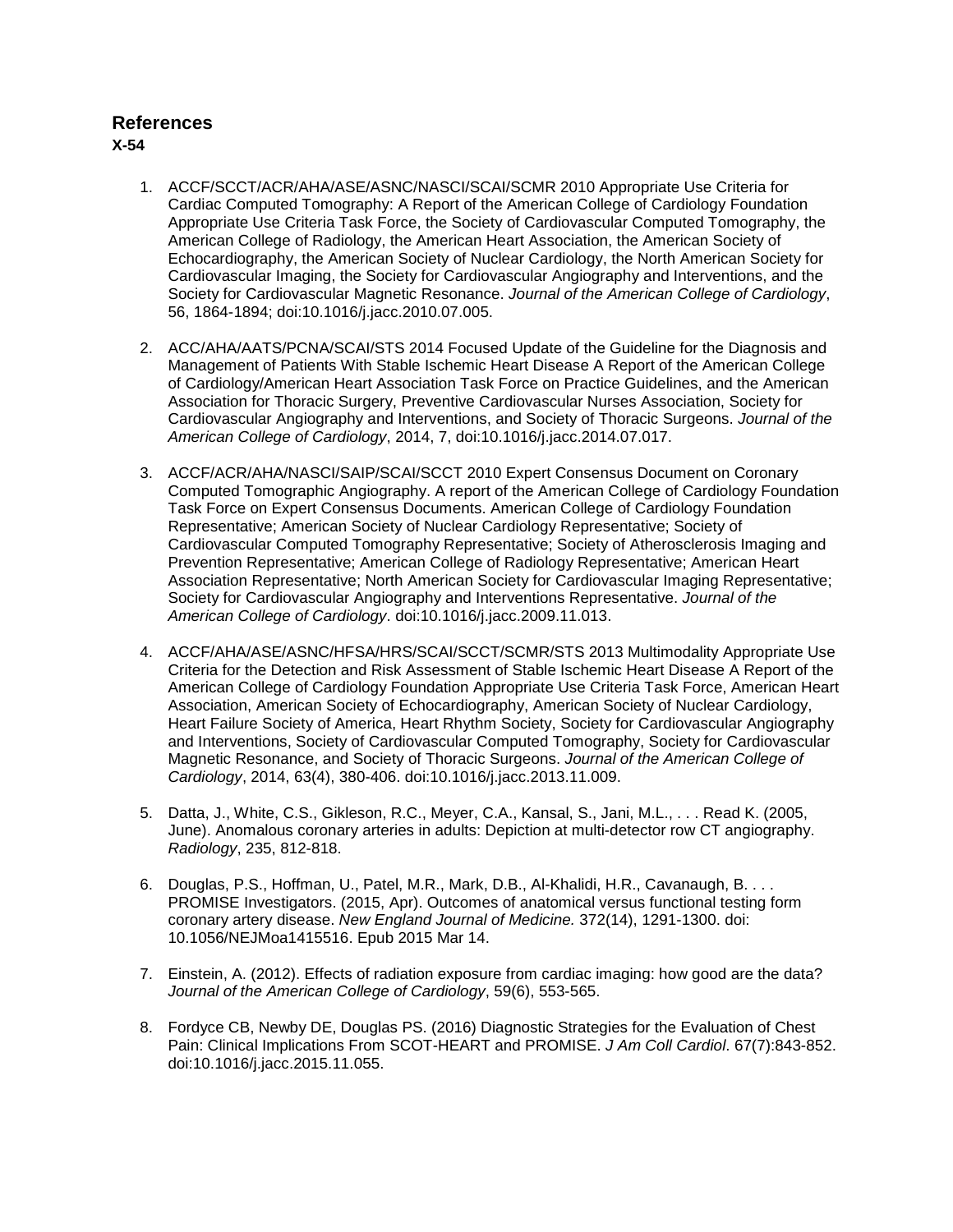## References

**X-54**

1. ACCF/SCCT/ACR/AHA/ASE/ASNC/NASCI/SCAI/SCMR 2010 Appropriate Use Criteria for Cardiac Computed Tomography: A Report of the American College of Cardiology Foundation Appropriate Use Criteria Task Force, the Society of Cardiovascular Computed Tomography, the American College of Radiology, the American Heart Association, the American Society of Echocardiography, the American Society of Nuclear Cardiology, the North American Society for Cardiovascular Imaging, the Society for Cardiovascular Angiography and Interventions, and the Society for Cardiovascular Magnetic Resonance. *Journal of the American College of Cardiology*, 56, 1864-1894; doi:10.1016/j.jacc.2010.07.005.

2. ACC/AHA/AATS/PCNA/SCAI/STS 2014 Focused Update of the Guideline for the Diagnosis and Management of Patients With Stable Ischemic Heart Disease A Report of the American College of Cardiology/American Heart Association Task Force on Practice Guidelines, and the American Association for Thoracic Surgery, Preventive Cardiovascular Nurses Association, Society for Cardiovascular Angiography and Interventions, and Society of Thoracic Surgeons. *Journal of the American College of Cardiology*, 2014, 7, doi:10.1016/j.jacc.2014.07.017.

3. ACCF/ACR/AHA/NASCI/SAIP/SCAI/SCCT 2010 Expert Consensus Document on Coronary Computed Tomographic Angiography. A report of the American College of Cardiology Foundation Task Force on Expert Consensus Documents. American College of Cardiology Foundation Representative; American Society of Nuclear Cardiology Representative; Society of Cardiovascular Computed Tomography Representative; Society of Atherosclerosis Imaging and Prevention Representative; American College of Radiology Representative; American Heart Association Representative; North American Society for Cardiovascular Imaging Representative; Society for Cardiovascular Angiography and Interventions Representative. *Journal of the American College of Cardiology*. doi:10.1016/j.jacc.2009.11.013.

4. ACCF/AHA/ASE/ASNC/HFSA/HRS/SCAI/SCCT/SCMR/STS 2013 Multimodality Appropriate Use Criteria for the Detection and Risk Assessment of Stable Ischemic Heart Disease A Report of the American College of Cardiology Foundation Appropriate Use Criteria Task Force, American Heart Association, American Society of Echocardiography, American Society of Nuclear Cardiology, Heart Failure Society of America, Heart Rhythm Society, Society for Cardiovascular Angiography and Interventions, Society of Cardiovascular Computed Tomography, Society for Cardiovascular Magnetic Resonance, and Society of Thoracic Surgeons. *Journal of the American College of Cardiology*, 2014, 63(4), 380-406. doi:10.1016/j.jacc.2013.11.009.

5. Datta, J., White, C.S., Gikleson, R.C., Meyer, C.A., Kansal, S., Jani, M.L., . . . Read K. (2005, June). Anomalous coronary arteries in adults: Depiction at multi-detector row CT angiography. *Radiology*, 235, 812-818.

6. Douglas, P.S., Hoffman, U., Patel, M.R., Mark, D.B., Al-Khalidi, H.R., Cavanaugh, B. . . . PROMISE Investigators. (2015, Apr). Outcomes of anatomical versus functional testing form coronary artery disease. *New England Journal of Medicine.* 372(14), 1291-1300. doi: 10.1056/NEJMoa1415516. Epub 2015 Mar 14.

7. Einstein, A. (2012). Effects of radiation exposure from cardiac imaging: how good are the data? *Journal of the American College of Cardiology*, 59(6), 553-565.

8. Fordyce CB, Newby DE, Douglas PS. (2016) Diagnostic Strategies for the Evaluation of Chest Pain: Clinical Implications From SCOT-HEART and PROMISE. *J Am Coll Cardiol*. 67(7):843-852. doi:10.1016/j.jacc.2015.11.055.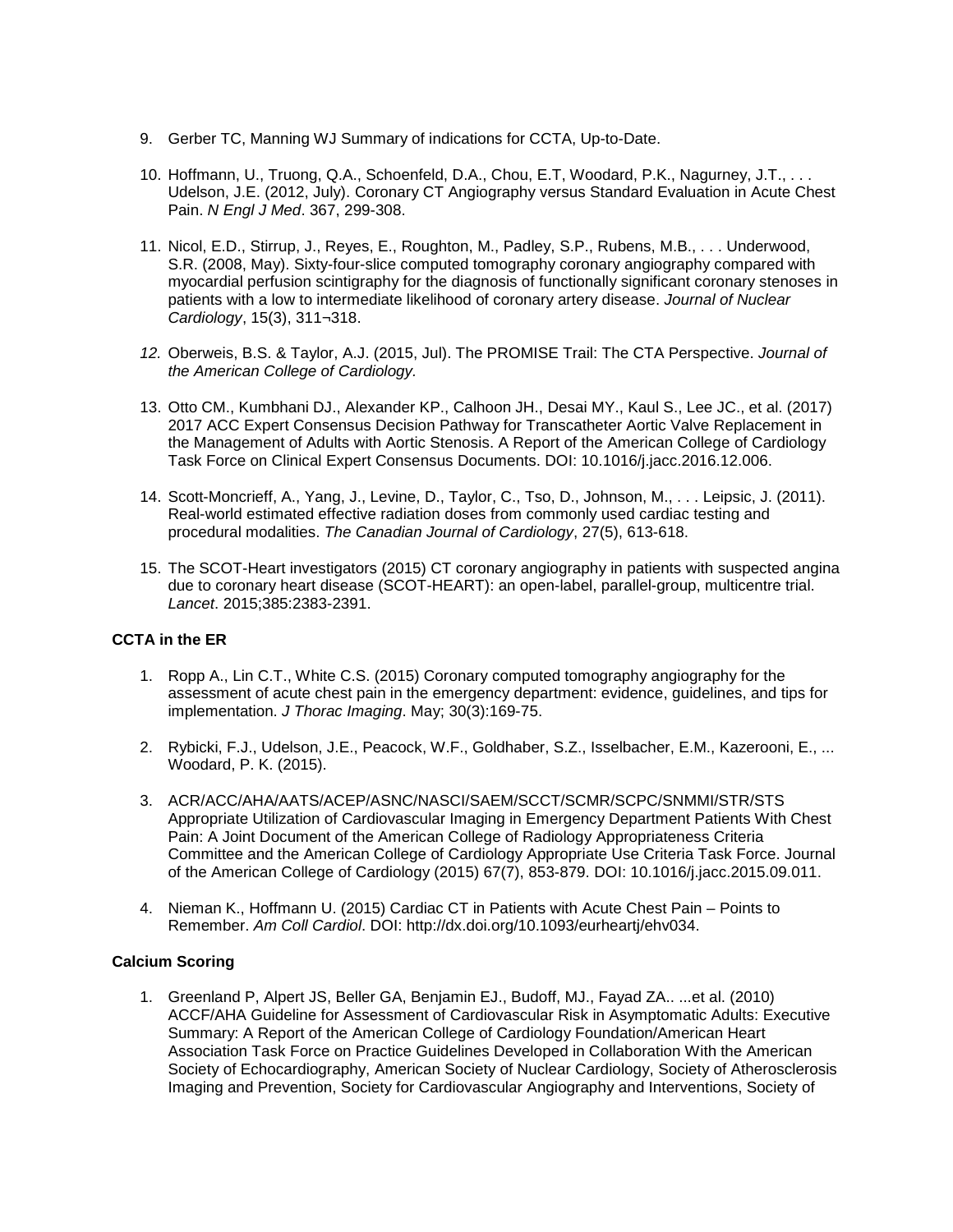9. Gerber TC, Manning WJ Summary of indications for CCTA, Up-to-Date.

10. Hoffmann, U., Truong, Q.A., Schoenfeld, D.A., Chou, E.T, Woodard, P.K., Nagurney, J.T., . . . Udelson, J.E. (2012, July). Coronary CT Angiography versus Standard Evaluation in Acute Chest Pain. *N Engl J Med*. 367, 299-308.

11. Nicol, E.D., Stirrup, J., Reyes, E., Roughton, M., Padley, S.P., Rubens, M.B., . . . Underwood, S.R. (2008, May). Sixty-four-slice computed tomography coronary angiography compared with myocardial perfusion scintigraphy for the diagnosis of functionally significant coronary stenoses in patients with a low to intermediate likelihood of coronary artery disease. *Journal of Nuclear Cardiology*, 15(3), 311¬318.

12. Oberweis, B.S. & Taylor, A.J. (2015, Jul). The PROMISE Trail: The CTA Perspective. *Journal of the American College of Cardiology.*

13. Otto CM., Kumbhani DJ., Alexander KP., Calhoon JH., Desai MY., Kaul S., Lee JC., et al. (2017) 2017 ACC Expert Consensus Decision Pathway for Transcatheter Aortic Valve Replacement in the Management of Adults with Aortic Stenosis. A Report of the American College of Cardiology Task Force on Clinical Expert Consensus Documents. DOI: 10.1016/j.jacc.2016.12.006.

14. Scott-Moncrieff, A., Yang, J., Levine, D., Taylor, C., Tso, D., Johnson, M., . . . Leipsic, J. (2011). Real-world estimated effective radiation doses from commonly used cardiac testing and procedural modalities. *The Canadian Journal of Cardiology*, 27(5), 613-618.

15. The SCOT-Heart investigators (2015) CT coronary angiography in patients with suspected angina due to coronary heart disease (SCOT-HEART): an open-label, parallel-group, multicentre trial. *Lancet*. 2015;385:2383-2391.

**CCTA in the ER**

1. Ropp A., Lin C.T., White C.S. (2015) Coronary computed tomography angiography for the assessment of acute chest pain in the emergency department: evidence, guidelines, and tips for implementation. *J Thorac Imaging*. May; 30(3):169-75.

2. Rybicki, F.J., Udelson, J.E., Peacock, W.F., Goldhaber, S.Z., Isselbacher, E.M., Kazerooni, E., ... Woodard, P. K. (2015).

3. ACR/ACC/AHA/AATS/ACEP/ASNC/NASCI/SAEM/SCCT/SCMR/SCPC/SNMMI/STR/STS Appropriate Utilization of Cardiovascular Imaging in Emergency Department Patients With Chest Pain: A Joint Document of the American College of Radiology Appropriateness Criteria Committee and the American College of Cardiology Appropriate Use Criteria Task Force. Journal of the American College of Cardiology (2015) 67(7), 853-879. DOI: 10.1016/j.jacc.2015.09.011.

4. Nieman K., Hoffmann U. (2015) Cardiac CT in Patients with Acute Chest Pain – Points to Remember. *Am Coll Cardiol*. DOI: http://dx.doi.org/10.1093/eurheartj/ehv034.

**Calcium Scoring**

1. Greenland P, Alpert JS, Beller GA, Benjamin EJ., Budoff, MJ., Fayad ZA.. ...et al. (2010) ACCF/AHA Guideline for Assessment of Cardiovascular Risk in Asymptomatic Adults: Executive Summary: A Report of the American College of Cardiology Foundation/American Heart Association Task Force on Practice Guidelines Developed in Collaboration With the American Society of Echocardiography, American Society of Nuclear Cardiology, Society of Atherosclerosis Imaging and Prevention, Society for Cardiovascular Angiography and Interventions, Society of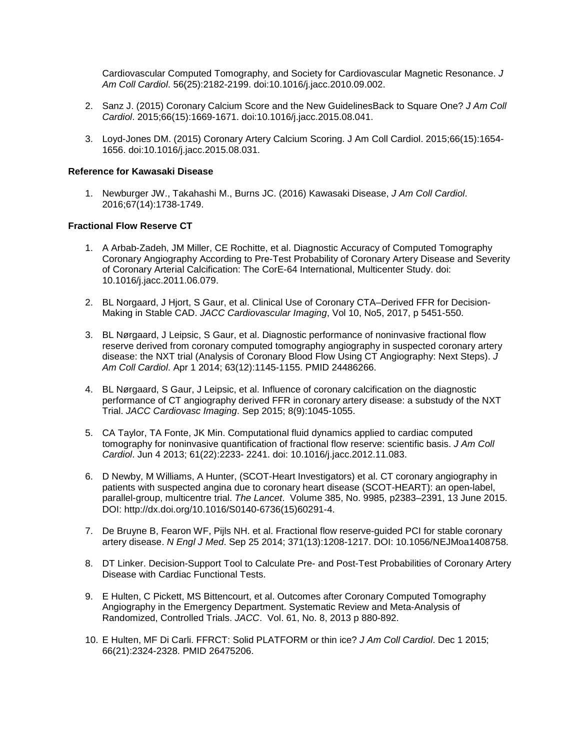Cardiovascular Computed Tomography, and Society for Cardiovascular Magnetic Resonance. *J Am Coll Cardiol*. 56(25):2182-2199. doi:10.1016/j.jacc.2010.09.002.

2. Sanz J. (2015) Coronary Calcium Score and the New GuidelinesBack to Square One? *J Am Coll Cardiol*. 2015;66(15):1669-1671. doi:10.1016/j.jacc.2015.08.041.

3. Loyd-Jones DM. (2015) Coronary Artery Calcium Scoring. J Am Coll Cardiol. 2015;66(15):1654-1656. doi:10.1016/j.jacc.2015.08.031.

**Reference for Kawasaki Disease**

1. Newburger JW., Takahashi M., Burns JC. (2016) Kawasaki Disease, *J Am Coll Cardiol*. 2016;67(14):1738-1749.

**Fractional Flow Reserve CT**

1. A Arbab-Zadeh, JM Miller, CE Rochitte, et al. Diagnostic Accuracy of Computed Tomography Coronary Angiography According to Pre-Test Probability of Coronary Artery Disease and Severity of Coronary Arterial Calcification: The CorE-64 International, Multicenter Study. doi: 10.1016/j.jacc.2011.06.079.

2. BL Norgaard, J Hjort, S Gaur, et al. Clinical Use of Coronary CTA–Derived FFR for Decision-Making in Stable CAD. *JACC Cardiovascular Imaging*, Vol 10, No5, 2017, p 5451-550.

3. BL Nørgaard, J Leipsic, S Gaur, et al. Diagnostic performance of noninvasive fractional flow reserve derived from coronary computed tomography angiography in suspected coronary artery disease: the NXT trial (Analysis of Coronary Blood Flow Using CT Angiography: Next Steps). *J Am Coll Cardiol*. Apr 1 2014; 63(12):1145-1155. PMID 24486266.

4. BL Nørgaard, S Gaur, J Leipsic, et al. Influence of coronary calcification on the diagnostic performance of CT angiography derived FFR in coronary artery disease: a substudy of the NXT Trial. *JACC Cardiovasc Imaging*. Sep 2015; 8(9):1045-1055.

5. CA Taylor, TA Fonte, JK Min. Computational fluid dynamics applied to cardiac computed tomography for noninvasive quantification of fractional flow reserve: scientific basis. *J Am Coll Cardiol*. Jun 4 2013; 61(22):2233- 2241. doi: 10.1016/j.jacc.2012.11.083.

6. D Newby, M Williams, A Hunter, (SCOT-Heart Investigators) et al. CT coronary angiography in patients with suspected angina due to coronary heart disease (SCOT-HEART): an open-label, parallel-group, multicentre trial. *The Lancet*. Volume 385, No. 9985, p2383–2391, 13 June 2015. DOI: http://dx.doi.org/10.1016/S0140-6736(15)60291-4.

7. De Bruyne B, Fearon WF, Pijls NH. et al. Fractional flow reserve-guided PCI for stable coronary artery disease. *N Engl J Med*. Sep 25 2014; 371(13):1208-1217. DOI: 10.1056/NEJMoa1408758.

8. DT Linker. Decision-Support Tool to Calculate Pre- and Post-Test Probabilities of Coronary Artery Disease with Cardiac Functional Tests.

9. E Hulten, C Pickett, MS Bittencourt, et al. Outcomes after Coronary Computed Tomography Angiography in the Emergency Department. Systematic Review and Meta-Analysis of Randomized, Controlled Trials. *JACC*. Vol. 61, No. 8, 2013 p 880-892.

10. E Hulten, MF Di Carli. FFRCT: Solid PLATFORM or thin ice? *J Am Coll Cardiol*. Dec 1 2015; 66(21):2324-2328. PMID 26475206.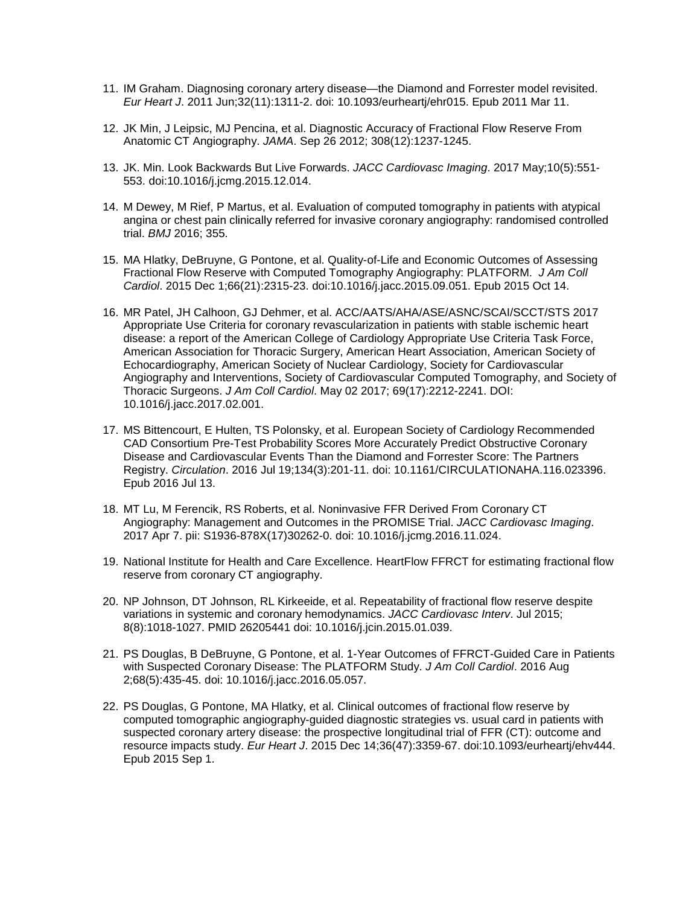11. IM Graham. Diagnosing coronary artery disease—the Diamond and Forrester model revisited. *Eur Heart J*. 2011 Jun;32(11):1311-2. doi: 10.1093/eurheartj/ehr015. Epub 2011 Mar 11.

12. JK Min, J Leipsic, MJ Pencina, et al. Diagnostic Accuracy of Fractional Flow Reserve From Anatomic CT Angiography. *JAMA*. Sep 26 2012; 308(12):1237-1245.

13. JK. Min. Look Backwards But Live Forwards. *JACC Cardiovasc Imaging*. 2017 May;10(5):551-553. doi:10.1016/j.jcmg.2015.12.014.

14. M Dewey, M Rief, P Martus, et al. Evaluation of computed tomography in patients with atypical angina or chest pain clinically referred for invasive coronary angiography: randomised controlled trial. *BMJ* 2016; 355.

15. MA Hlatky, DeBruyne, G Pontone, et al. Quality-of-Life and Economic Outcomes of Assessing Fractional Flow Reserve with Computed Tomography Angiography: PLATFORM. *J Am Coll Cardiol*. 2015 Dec 1;66(21):2315-23. doi:10.1016/j.jacc.2015.09.051. Epub 2015 Oct 14.

16. MR Patel, JH Calhoon, GJ Dehmer, et al. ACC/AATS/AHA/ASE/ASNC/SCAI/SCCT/STS 2017 Appropriate Use Criteria for coronary revascularization in patients with stable ischemic heart disease: a report of the American College of Cardiology Appropriate Use Criteria Task Force, American Association for Thoracic Surgery, American Heart Association, American Society of Echocardiography, American Society of Nuclear Cardiology, Society for Cardiovascular Angiography and Interventions, Society of Cardiovascular Computed Tomography, and Society of Thoracic Surgeons. *J Am Coll Cardiol*. May 02 2017; 69(17):2212-2241. DOI: 10.1016/j.jacc.2017.02.001.

17. MS Bittencourt, E Hulten, TS Polonsky, et al. European Society of Cardiology Recommended CAD Consortium Pre-Test Probability Scores More Accurately Predict Obstructive Coronary Disease and Cardiovascular Events Than the Diamond and Forrester Score: The Partners Registry. *Circulation*. 2016 Jul 19;134(3):201-11. doi: 10.1161/CIRCULATIONAHA.116.023396. Epub 2016 Jul 13.

18. MT Lu, M Ferencik, RS Roberts, et al. Noninvasive FFR Derived From Coronary CT Angiography: Management and Outcomes in the PROMISE Trial. *JACC Cardiovasc Imaging*. 2017 Apr 7. pii: S1936-878X(17)30262-0. doi: 10.1016/j.jcmg.2016.11.024.

19. National Institute for Health and Care Excellence. HeartFlow FFRCT for estimating fractional flow reserve from coronary CT angiography.

20. NP Johnson, DT Johnson, RL Kirkeeide, et al. Repeatability of fractional flow reserve despite variations in systemic and coronary hemodynamics. *JACC Cardiovasc Interv*. Jul 2015; 8(8):1018-1027. PMID 26205441 doi: 10.1016/j.jcin.2015.01.039.

21. PS Douglas, B DeBruyne, G Pontone, et al. 1-Year Outcomes of FFRCT-Guided Care in Patients with Suspected Coronary Disease: The PLATFORM Study. *J Am Coll Cardiol*. 2016 Aug 2;68(5):435-45. doi: 10.1016/j.jacc.2016.05.057.

22. PS Douglas, G Pontone, MA Hlatky, et al. Clinical outcomes of fractional flow reserve by computed tomographic angiography-guided diagnostic strategies vs. usual card in patients with suspected coronary artery disease: the prospective longitudinal trial of FFR (CT): outcome and resource impacts study. *Eur Heart J*. 2015 Dec 14;36(47):3359-67. doi:10.1093/eurheartj/ehv444. Epub 2015 Sep 1.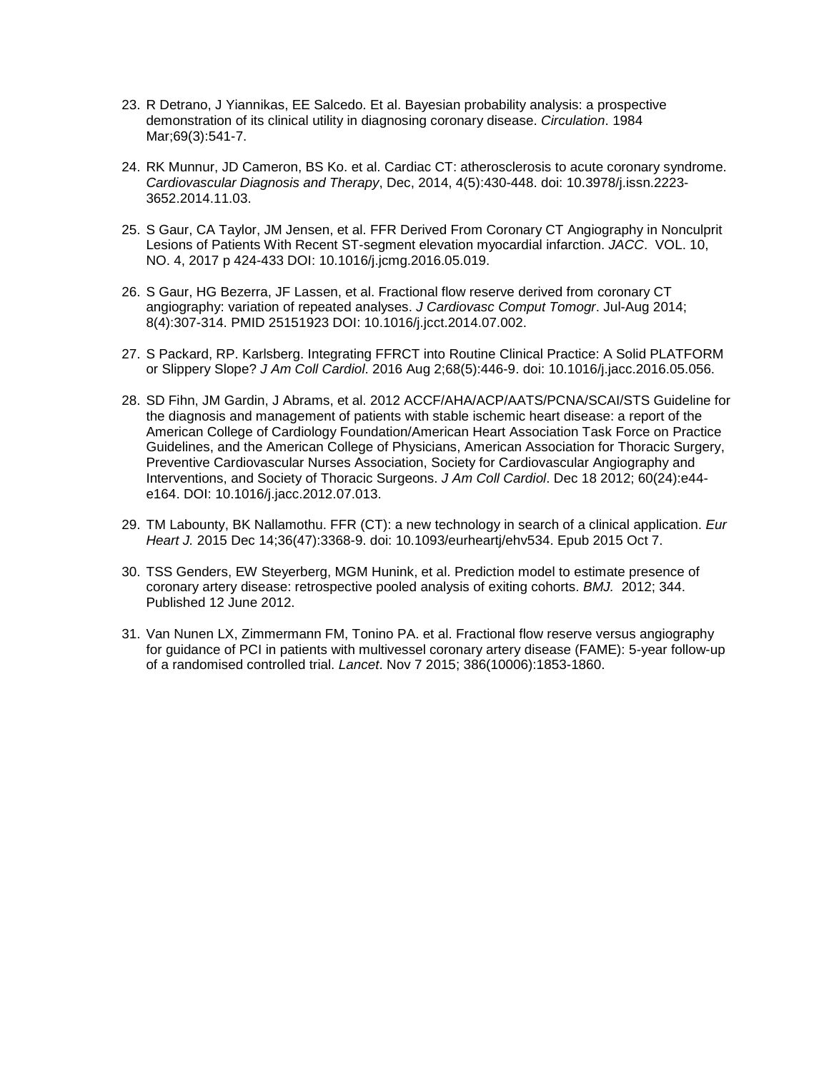23. R Detrano, J Yiannikas, EE Salcedo. Et al. Bayesian probability analysis: a prospective demonstration of its clinical utility in diagnosing coronary disease. *Circulation*. 1984 Mar;69(3):541-7.

24. RK Munnur, JD Cameron, BS Ko. et al. Cardiac CT: atherosclerosis to acute coronary syndrome. *Cardiovascular Diagnosis and Therapy*, Dec, 2014, 4(5):430-448. doi: 10.3978/j.issn.2223-3652.2014.11.03.

25. S Gaur, CA Taylor, JM Jensen, et al. FFR Derived From Coronary CT Angiography in Nonculprit Lesions of Patients With Recent ST-segment elevation myocardial infarction. *JACC*. VOL. 10, NO. 4, 2017 p 424-433 DOI: 10.1016/j.jcmg.2016.05.019.

26. S Gaur, HG Bezerra, JF Lassen, et al. Fractional flow reserve derived from coronary CT angiography: variation of repeated analyses. *J Cardiovasc Comput Tomogr*. Jul-Aug 2014; 8(4):307-314. PMID 25151923 DOI: 10.1016/j.jcct.2014.07.002.

27. S Packard, RP. Karlsberg. Integrating FFRCT into Routine Clinical Practice: A Solid PLATFORM or Slippery Slope? *J Am Coll Cardiol*. 2016 Aug 2;68(5):446-9. doi: 10.1016/j.jacc.2016.05.056.

28. SD Fihn, JM Gardin, J Abrams, et al. 2012 ACCF/AHA/ACP/AATS/PCNA/SCAI/STS Guideline for the diagnosis and management of patients with stable ischemic heart disease: a report of the American College of Cardiology Foundation/American Heart Association Task Force on Practice Guidelines, and the American College of Physicians, American Association for Thoracic Surgery, Preventive Cardiovascular Nurses Association, Society for Cardiovascular Angiography and Interventions, and Society of Thoracic Surgeons. *J Am Coll Cardiol*. Dec 18 2012; 60(24):e44-e164. DOI: 10.1016/j.jacc.2012.07.013.

29. TM Labounty, BK Nallamothu. FFR (CT): a new technology in search of a clinical application. *Eur Heart J.* 2015 Dec 14;36(47):3368-9. doi: 10.1093/eurheartj/ehv534. Epub 2015 Oct 7.

30. TSS Genders, EW Steyerberg, MGM Hunink, et al. Prediction model to estimate presence of coronary artery disease: retrospective pooled analysis of exiting cohorts. *BMJ.* 2012; 344. Published 12 June 2012.

31. Van Nunen LX, Zimmermann FM, Tonino PA. et al. Fractional flow reserve versus angiography for guidance of PCI in patients with multivessel coronary artery disease (FAME): 5-year follow-up of a randomised controlled trial. *Lancet*. Nov 7 2015; 386(10006):1853-1860.